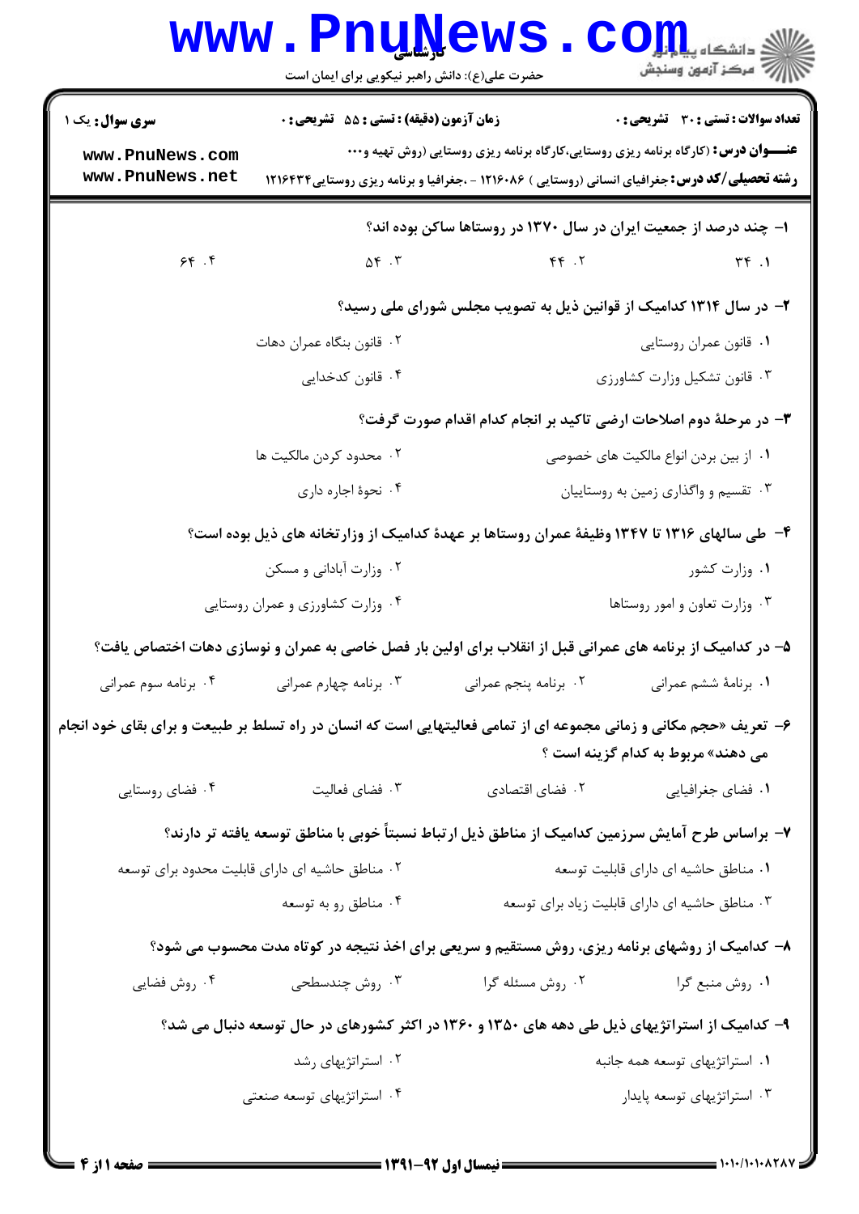**سری سوال:** یک ۱

**زمان آزمون (دقیقه) : تستی : ۵۵ تشریحی : ۰**

**تعداد سوالات : تستی : ۳۰ تشریحی : ۰**

**عنـــوان درس:** (کارگاه برنامه ریزی روستایی،کارگاه برنامه ریزی روستایی (روش تهیه و...

**رشته تحصیلی/کد درس:** جغرافیای انسانی (روستایی ) ۱۲۱۶۰۸۶ - ،جغرافیا و برنامه ریزی روستایی۱۲۱۶۴۳۴

۱- چند درصد از جمعیت ایران در سال ۱۳۷۰ در روستاها ساکن بوده اند؟

۱. ۳۴
۲. ۴۴
۳. ۵۴
۴. ۶۴

۲- در سال ۱۳۱۴ کدامیک از قوانین ذیل به تصویب مجلس شورای ملی رسید؟

۱. قانون عمران روستایی
۲. قانون بنگاه عمران دهات
۳. قانون تشکیل وزارت کشاورزی
۴. قانون کدخدایی

۳- در مرحلهٔ دوم اصلاحات ارضی تاکید بر انجام کدام اقدام صورت گرفت؟

۱. از بین بردن انواع مالکیت های خصوصی
۲. محدود کردن مالکیت ها
۳. تقسیم و واگذاری زمین به روستاییان
۴. نحوهٔ اجاره داری

۴- طی سالهای ۱۳۱۶ تا ۱۳۴۷ وظیفهٔ عمران روستاها بر عهدهٔ کدامیک از وزارتخانه های ذیل بوده است؟

۱. وزارت کشور
۲. وزارت آبادانی و مسکن
۳. وزارت تعاون و امور روستاها
۴. وزارت کشاورزی و عمران روستایی

۵- در کدامیک از برنامه های عمرانی قبل از انقلاب برای اولین بار فصل خاصی به عمران و نوسازی دهات اختصاص یافت؟

۱. برنامهٔ ششم عمرانی
۲. برنامه پنجم عمرانی
۳. برنامه چهارم عمرانی
۴. برنامه سوم عمرانی

۶- تعریف «حجم مکانی و زمانی مجموعه ای از تمامی فعالیتهایی است که انسان در راه تسلط بر طبیعت و برای بقای خود انجام می دهند» مربوط به کدام گزینه است ؟

۱. فضای جغرافیایی
۲. فضای اقتصادی
۳. فضای فعالیت
۴. فضای روستایی

۷- براساس طرح آمایش سرزمین کدامیک از مناطق ذیل ارتباط نسبتاً خوبی با مناطق توسعه یافته تر دارند؟

۱. مناطق حاشیه ای دارای قابلیت توسعه
۲. مناطق حاشیه ای دارای قابلیت محدود برای توسعه
۳. مناطق حاشیه ای دارای قابلیت زیاد برای توسعه
۴. مناطق رو به توسعه

۸- کدامیک از روشهای برنامه ریزی، روش مستقیم و سریعی برای اخذ نتیجه در کوتاه مدت محسوب می شود؟

۱. روش منبع گرا
۲. روش مسئله گرا
۳. روش چندسطحی
۴. روش فضایی

۹- کدامیک از استراتژیهای ذیل طی دهه های ۱۳۵۰ و ۱۳۶۰ در اکثر کشورهای در حال توسعه دنبال می شد؟

۱. استراتژیهای توسعه همه جانبه
۲. استراتژیهای رشد
۳. استراتژیهای توسعه پایدار
۴. استراتژیهای توسعه صنعتی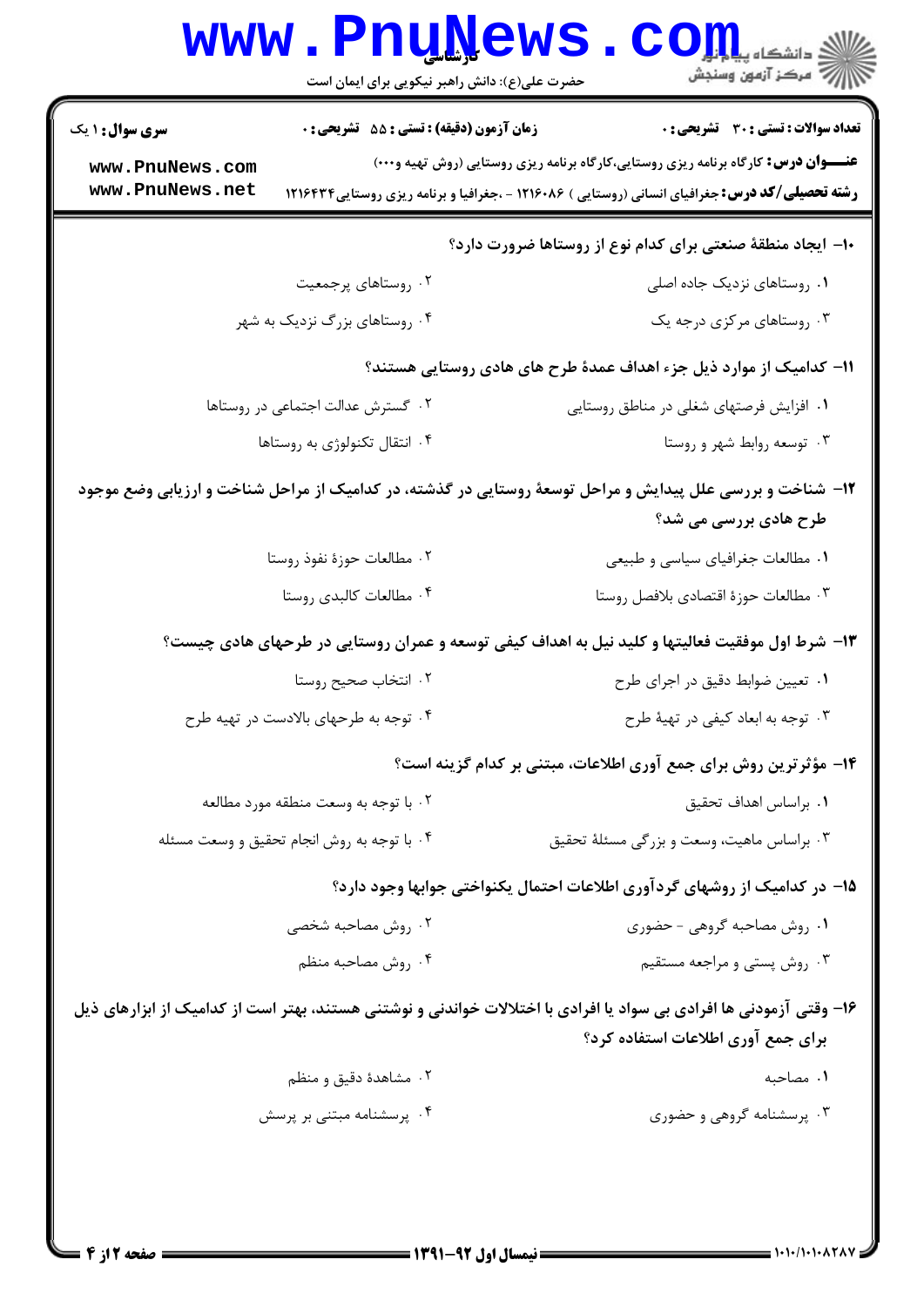**سری سوال:** ۱ یک

**زمان آزمون (دقیقه) : تستی : ۵۵ تشریحی : ۰**

**تعداد سوالات : تستی : ۳۰ تشریحی : ۰**

**عنـــوان درس:** کارگاه برنامه ریزی روستایی،کارگاه برنامه ریزی روستایی (روش تهیه و...)

**رشته تحصیلی/کد درس:** جغرافیای انسانی (روستایی ) ۱۲۱۶۰۸۶ - ،جغرافیا و برنامه ریزی روستایی۱۲۱۶۴۳۴

**۱۰- ایجاد منطقهٔ صنعتی برای کدام نوع از روستاها ضرورت دارد؟**

۱. روستاهای نزدیک جاده اصلی
۲. روستاهای پرجمعیت
۳. روستاهای مرکزی درجه یک
۴. روستاهای بزرگ نزدیک به شهر

**۱۱- کدامیک از موارد ذیل جزء اهداف عمدهٔ طرح های هادی روستایی هستند؟**

۱. افزایش فرصتهای شغلی در مناطق روستایی
۲. گسترش عدالت اجتماعی در روستاها
۳. توسعه روابط شهر و روستا
۴. انتقال تکنولوژی به روستاها

**۱۲- شناخت و بررسی علل پیدایش و مراحل توسعهٔ روستایی در گذشته، در کدامیک از مراحل شناخت و ارزیابی وضع موجود طرح هادی بررسی می شد؟**

۱. مطالعات جغرافیای سیاسی و طبیعی
۲. مطالعات حوزهٔ نفوذ روستا
۳. مطالعات حوزهٔ اقتصادی بلافصل روستا
۴. مطالعات کالبدی روستا

**۱۳- شرط اول موفقیت فعالیتها و کلید نیل به اهداف کیفی توسعه و عمران روستایی در طرحهای هادی چیست؟**

۱. تعیین ضوابط دقیق در اجرای طرح
۲. انتخاب صحیح روستا
۳. توجه به ابعاد کیفی در تهیهٔ طرح
۴. توجه به طرحهای بالادست در تهیه طرح

**۱۴- مؤثرترین روش برای جمع آوری اطلاعات، مبتنی بر کدام گزینه است؟**

۱. براساس اهداف تحقیق
۲. با توجه به وسعت منطقه مورد مطالعه
۳. براساس ماهیت، وسعت و بزرگی مسئلهٔ تحقیق
۴. با توجه به روش انجام تحقیق و وسعت مسئله

**۱۵- در کدامیک از روشهای گردآوری اطلاعات احتمال یکنواختی جوابها وجود دارد؟**

۱. روش مصاحبه گروهی - حضوری
۲. روش مصاحبه شخصی
۳. روش پستی و مراجعه مستقیم
۴. روش مصاحبه منظم

**۱۶- وقتی آزمودنی ها افرادی بی سواد یا افرادی با اختلالات خواندنی و نوشتنی هستند، بهتر است از کدامیک از ابزارهای ذیل برای جمع آوری اطلاعات استفاده کرد؟**

۱. مصاحبه
۲. مشاهدهٔ دقیق و منظم
۳. پرسشنامه گروهی و حضوری
۴. پرسشنامه مبتنی بر پرسش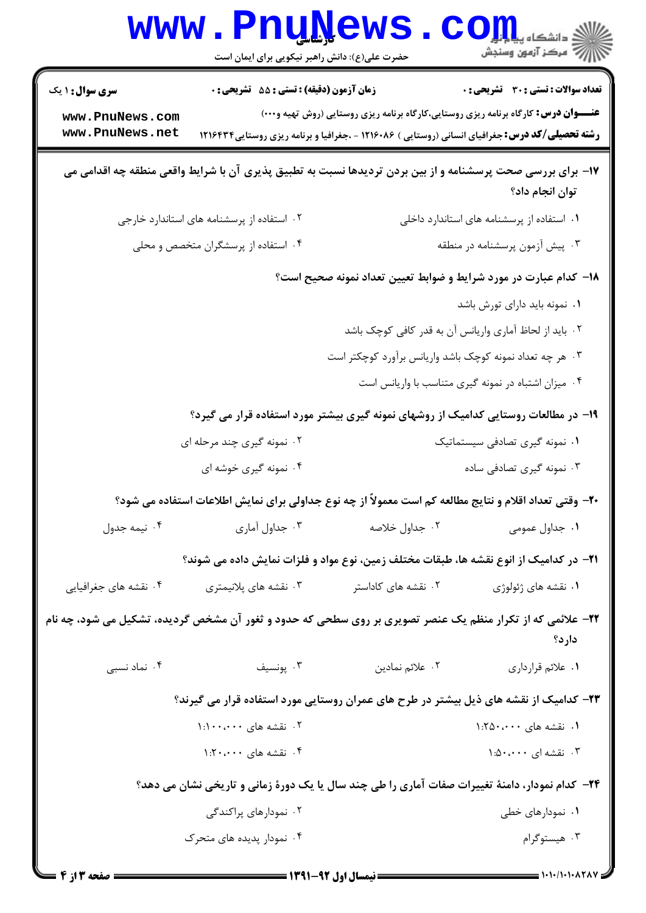۱۷– برای بررسی صحت پرسشنامه و از بین بردن تردیدها نسبت به تطبیق پذیری آن با شرایط واقعی منطقه چه اقدامی می توان انجام داد؟

۱. استفاده از پرسشنامه های استاندارد داخلی

۲. استفاده از پرسشنامه های استاندارد خارجی

۳. پیش آزمون پرسشنامه در منطقه

۴. استفاده از پرسشگران متخصص و محلی

۱۸– کدام عبارت در مورد شرایط و ضوابط تعیین تعداد نمونه صحیح است؟

۱. نمونه باید دارای تورش باشد

۲. باید از لحاظ آماری واریانس آن به قدر کافی کوچک باشد

۳. هر چه تعداد نمونه کوچک باشد واریانس برآورد کوچکتر است

۴. میزان اشتباه در نمونه گیری متناسب با واریانس است

۱۹– در مطالعات روستایی کدامیک از روشهای نمونه گیری بیشتر مورد استفاده قرار می گیرد؟

۱. نمونه گیری تصادفی سیستماتیک

۲. نمونه گیری چند مرحله ای

۳. نمونه گیری تصادفی ساده

۴. نمونه گیری خوشه ای

۲۰– وقتی تعداد اقلام و نتایج مطالعه کم است معمولاً از چه نوع جداولی برای نمایش اطلاعات استفاده می شود؟

۱. جداول عمومی

۲. جداول خلاصه

۳. جداول آماری

۴. نیمه جدول

۲۱– در کدامیک از انواع نقشه ها، طبقات مختلف زمین، نوع مواد و فلزات نمایش داده می شوند؟

۱. نقشه های ژئولوژی

۲. نقشه های کاداستر

۳. نقشه های پلانیمتری

۴. نقشه های جغرافیایی

۲۲– علائمی که از تکرار منظم یک عنصر تصویری بر روی سطحی که حدود و ثغور آن مشخص گردیده، تشکیل می شود، چه نام دارد؟

۱. علائم قراردادی

۲. علائم نمادین

۳. پونسیف

۴. نماد نسبی

۲۳– کدامیک از نقشه های ذیل بیشتر در طرح های عمران روستایی مورد استفاده قرار می گیرند؟

۱. نقشه های ۱:۲۵۰،۰۰۰

۲. نقشه های ۱:۱۰۰،۰۰۰

۳. نقشه ای ۱:۵۰،۰۰۰

۴. نقشه های ۱:۲۰،۰۰۰

۲۴– کدام نمودار، دامنهٔ تغییرات صفات آماری را طی چند سال یا یک دورهٔ زمانی و تاریخی نشان می دهد؟

۱. نمودارهای خطی

۲. نمودارهای پراکندگی

۳. هیستوگرام

۴. نمودار پدیده های متحرک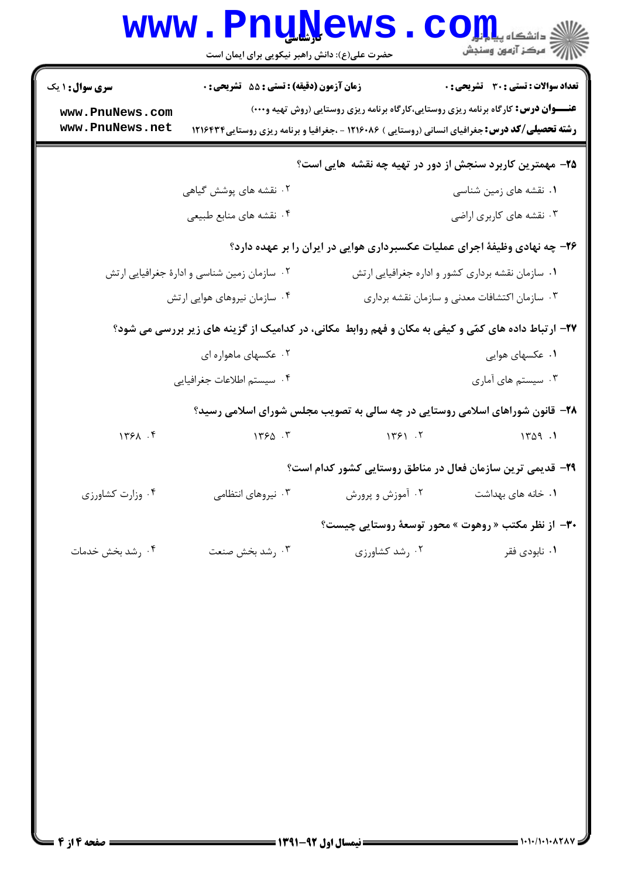**سری سوال:** ۱ یک | **زمان آزمون (دقیقه) : تستی : ۵۵ تشریحی : ۰** | **تعداد سوالات : تستی : ۳۰ تشریحی : ۰**

**عنـــوان درس:** کارگاه برنامه ریزی روستایی،کارگاه برنامه ریزی روستایی (روش تهیه و...)

**رشته تحصیلی/کد درس:** جغرافیای انسانی (روستایی ) ۱۲۱۶۰۸۶ - ،جغرافیا و برنامه ریزی روستایی۱۲۱۶۴۳۴

**۲۵- مهمترین کاربرد سنجش از دور در تهیه چه نقشه هایی است؟**

۱. نقشه های زمین شناسی

۲. نقشه های پوشش گیاهی

۳. نقشه های کاربری اراضی

۴. نقشه های منابع طبیعی

**۲۶- چه نهادی وظیفهٔ اجرای عملیات عکسبرداری هوایی در ایران را بر عهده دارد؟**

۱. سازمان نقشه برداری کشور و اداره جغرافیایی ارتش

۲. سازمان زمین شناسی و ادارهٔ جغرافیایی ارتش

۳. سازمان اکتشافات معدنی و سازمان نقشه برداری

۴. سازمان نیروهای هوایی ارتش

**۲۷- ارتباط داده های کمّی و کیفی به مکان و فهم روابط مکانی، در کدامیک از گزینه های زیر بررسی می شود؟**

۱. عکسهای هوایی

۲. عکسهای ماهواره ای

۳. سیستم های آماری

۴. سیستم اطلاعات جغرافیایی

**۲۸- قانون شوراهای اسلامی روستایی در چه سالی به تصویب مجلس شورای اسلامی رسید؟**

۱. ۱۳۵۹

۲. ۱۳۶۱

۳. ۱۳۶۵

۴. ۱۳۶۸

**۲۹- قدیمی ترین سازمان فعال در مناطق روستایی کشور کدام است؟**

۱. خانه های بهداشت

۲. آموزش و پرورش

۳. نیروهای انتظامی

۴. وزارت کشاورزی

**۳۰- از نظر مکتب « روهوت » محور توسعهٔ روستایی چیست؟**

۱. نابودی فقر

۲. رشد کشاورزی

۳. رشد بخش صنعت

۴. رشد بخش خدمات